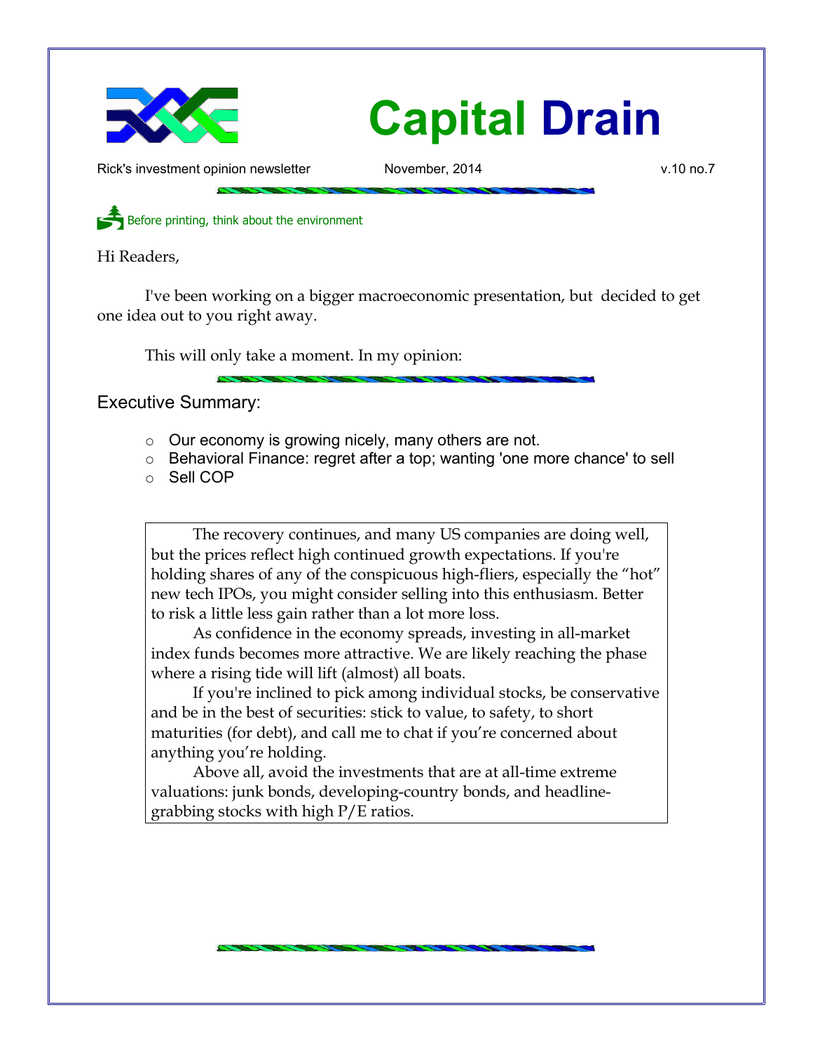# Capital Drain

Rick's investment opinion newsletter November, 2014 v.10 no.7

Before printing, think about the environment

Hi Readers,

I've been working on a bigger macroeconomic presentation, but decided to get one idea out to you right away.

This will only take a moment. In my opinion:

## Executive Summary:

- Our economy is growing nicely, many others are not.
- Behavioral Finance: regret after a top; wanting 'one more chance' to sell
- Sell COP

The recovery continues, and many US companies are doing well, but the prices reflect high continued growth expectations. If you're holding shares of any of the conspicuous high-fliers, especially the "hot" new tech IPOs, you might consider selling into this enthusiasm. Better to risk a little less gain rather than a lot more loss.

As confidence in the economy spreads, investing in all-market index funds becomes more attractive. We are likely reaching the phase where a rising tide will lift (almost) all boats.

If you're inclined to pick among individual stocks, be conservative and be in the best of securities: stick to value, to safety, to short maturities (for debt), and call me to chat if you're concerned about anything you're holding.

Above all, avoid the investments that are at all-time extreme valuations: junk bonds, developing-country bonds, and headline-grabbing stocks with high P/E ratios.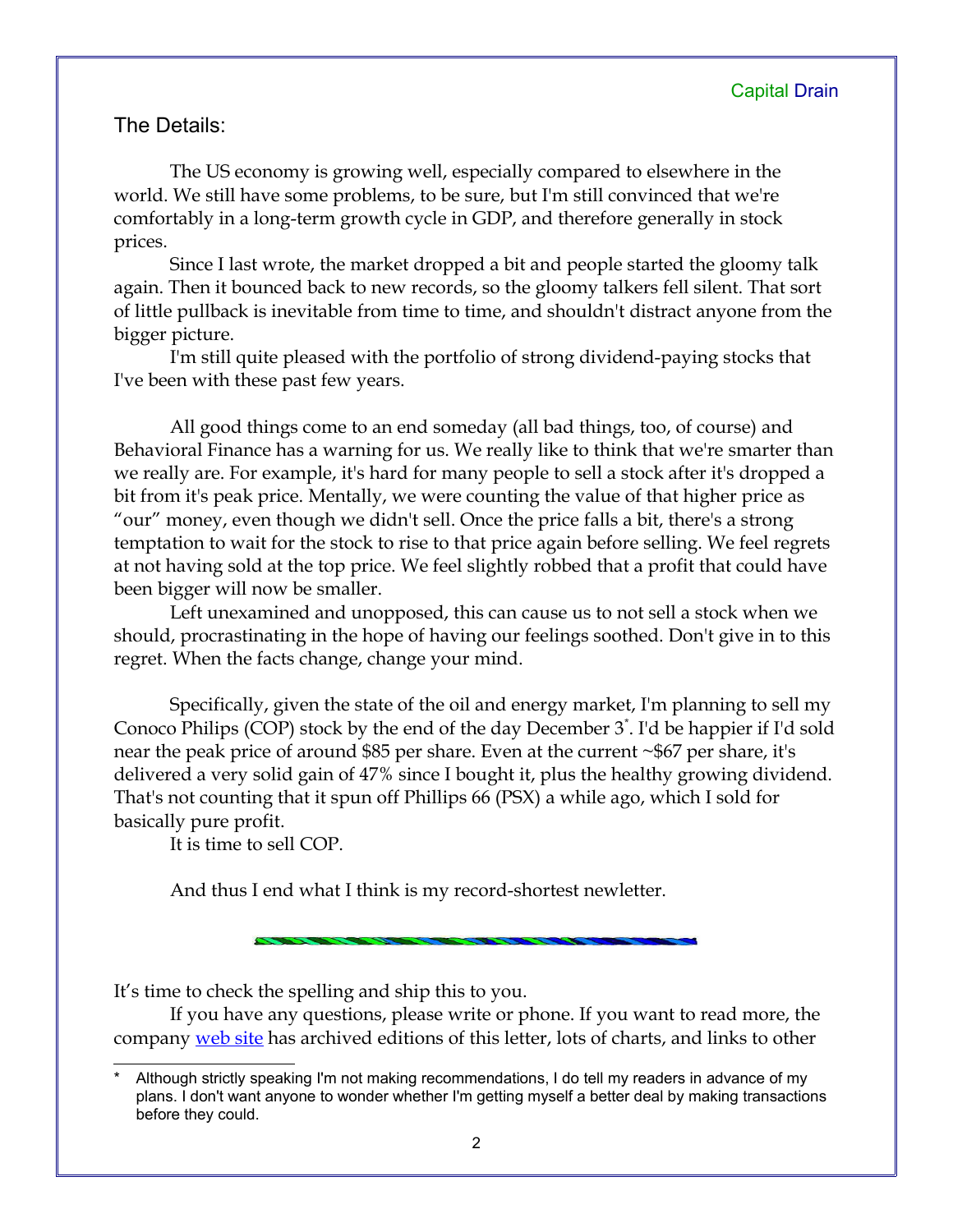## The Details:

The US economy is growing well, especially compared to elsewhere in the world. We still have some problems, to be sure, but I'm still convinced that we're comfortably in a long-term growth cycle in GDP, and therefore generally in stock prices.

Since I last wrote, the market dropped a bit and people started the gloomy talk again. Then it bounced back to new records, so the gloomy talkers fell silent. That sort of little pullback is inevitable from time to time, and shouldn't distract anyone from the bigger picture.

I'm still quite pleased with the portfolio of strong dividend-paying stocks that I've been with these past few years.

All good things come to an end someday (all bad things, too, of course) and Behavioral Finance has a warning for us. We really like to think that we're smarter than we really are. For example, it's hard for many people to sell a stock after it's dropped a bit from it's peak price. Mentally, we were counting the value of that higher price as "our" money, even though we didn't sell. Once the price falls a bit, there's a strong temptation to wait for the stock to rise to that price again before selling. We feel regrets at not having sold at the top price. We feel slightly robbed that a profit that could have been bigger will now be smaller.

Left unexamined and unopposed, this can cause us to not sell a stock when we should, procrastinating in the hope of having our feelings soothed. Don't give in to this regret. When the facts change, change your mind.

Specifically, given the state of the oil and energy market, I'm planning to sell my Conoco Philips (COP) stock by the end of the day December 3[*]. I'd be happier if I'd sold near the peak price of around $85 per share. Even at the current ~$67 per share, it's delivered a very solid gain of 47% since I bought it, plus the healthy growing dividend. That's not counting that it spun off Phillips 66 (PSX) a while ago, which I sold for basically pure profit.

It is time to sell COP.

And thus I end what I think is my record-shortest newletter.

---

It's time to check the spelling and ship this to you.

If you have any questions, please write or phone. If you want to read more, the company web site has archived editions of this letter, lots of charts, and links to other

[*] Although strictly speaking I'm not making recommendations, I do tell my readers in advance of my plans. I don't want anyone to wonder whether I'm getting myself a better deal by making transactions before they could.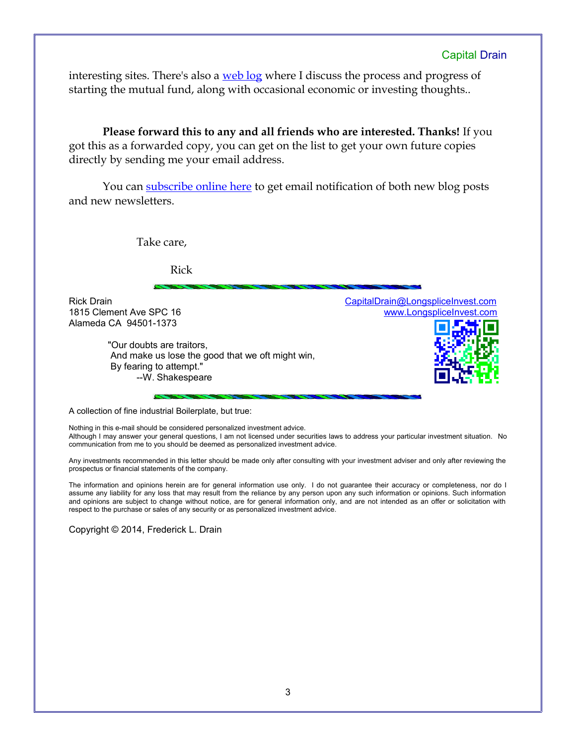interesting sites. There's also a web log where I discuss the process and progress of starting the mutual fund, along with occasional economic or investing thoughts..

**Please forward this to any and all friends who are interested. Thanks!** If you got this as a forwarded copy, you can get on the list to get your own future copies directly by sending me your email address.

You can subscribe online here to get email notification of both new blog posts and new newsletters.

Take care,

Rick

---

Rick Drain
1815 Clement Ave SPC 16
Alameda CA 94501-1373

CapitalDrain@LongspliceInvest.com
www.LongspliceInvest.com

"Our doubts are traitors,
And make us lose the good that we oft might win,
By fearing to attempt."
--W. Shakespeare

---

A collection of fine industrial Boilerplate, but true:

Nothing in this e-mail should be considered personalized investment advice.
Although I may answer your general questions, I am not licensed under securities laws to address your particular investment situation. No communication from me to you should be deemed as personalized investment advice.

Any investments recommended in this letter should be made only after consulting with your investment adviser and only after reviewing the prospectus or financial statements of the company.

The information and opinions herein are for general information use only. I do not guarantee their accuracy or completeness, nor do I assume any liability for any loss that may result from the reliance by any person upon any such information or opinions. Such information and opinions are subject to change without notice, are for general information only, and are not intended as an offer or solicitation with respect to the purchase or sales of any security or as personalized investment advice.

Copyright © 2014, Frederick L. Drain